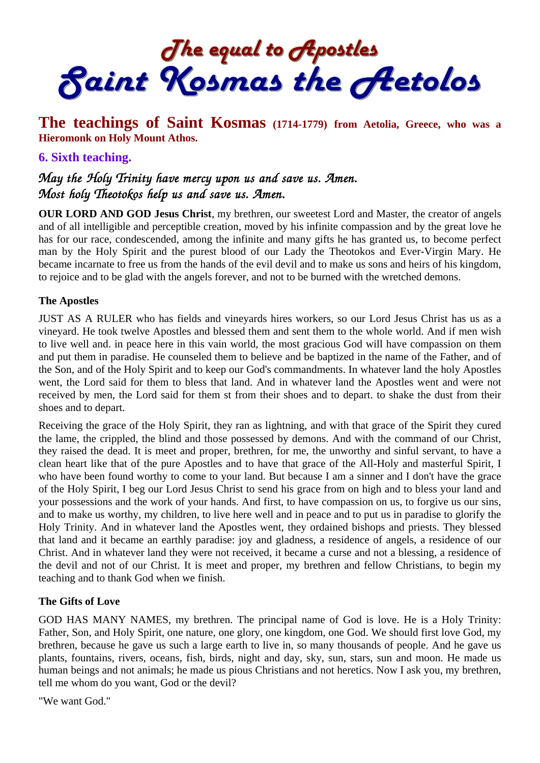# The equal to Apostles
# Saint Kosmas the Aetolos

## The teachings of Saint Kosmas (1714-1779) from Aetolia, Greece, who was a Hieromonk on Holy Mount Athos.

### 6. Sixth teaching.

*May the Holy Trinity have mercy upon us and save us. Amen.*
*Most holy Theotokos help us and save us. Amen.*

**OUR LORD AND GOD Jesus Christ**, my brethren, our sweetest Lord and Master, the creator of angels and of all intelligible and perceptible creation, moved by his infinite compassion and by the great love he has for our race, condescended, among the infinite and many gifts he has granted us, to become perfect man by the Holy Spirit and the purest blood of our Lady the Theotokos and Ever-Virgin Mary. He became incarnate to free us from the hands of the evil devil and to make us sons and heirs of his kingdom, to rejoice and to be glad with the angels forever, and not to be burned with the wretched demons.

#### The Apostles

JUST AS A RULER who has fields and vineyards hires workers, so our Lord Jesus Christ has us as a vineyard. He took twelve Apostles and blessed them and sent them to the whole world. And if men wish to live well and. in peace here in this vain world, the most gracious God will have compassion on them and put them in paradise. He counseled them to believe and be baptized in the name of the Father, and of the Son, and of the Holy Spirit and to keep our God's commandments. In whatever land the holy Apostles went, the Lord said for them to bless that land. And in whatever land the Apostles went and were not received by men, the Lord said for them st from their shoes and to depart. to shake the dust from their shoes and to depart.

Receiving the grace of the Holy Spirit, they ran as lightning, and with that grace of the Spirit they cured the lame, the crippled, the blind and those possessed by demons. And with the command of our Christ, they raised the dead. It is meet and proper, brethren, for me, the unworthy and sinful servant, to have a clean heart like that of the pure Apostles and to have that grace of the All-Holy and masterful Spirit, I who have been found worthy to come to your land. But because I am a sinner and I don't have the grace of the Holy Spirit, I beg our Lord Jesus Christ to send his grace from on high and to bless your land and your possessions and the work of your hands. And first, to have compassion on us, to forgive us our sins, and to make us worthy, my children, to live here well and in peace and to put us in paradise to glorify the Holy Trinity. And in whatever land the Apostles went, they ordained bishops and priests. They blessed that land and it became an earthly paradise: joy and gladness, a residence of angels, a residence of our Christ. And in whatever land they were not received, it became a curse and not a blessing, a residence of the devil and not of our Christ. It is meet and proper, my brethren and fellow Christians, to begin my teaching and to thank God when we finish.

#### The Gifts of Love

GOD HAS MANY NAMES, my brethren. The principal name of God is love. He is a Holy Trinity: Father, Son, and Holy Spirit, one nature, one glory, one kingdom, one God. We should first love God, my brethren, because he gave us such a large earth to live in, so many thousands of people. And he gave us plants, fountains, rivers, oceans, fish, birds, night and day, sky, sun, stars, sun and moon. He made us human beings and not animals; he made us pious Christians and not heretics. Now I ask you, my brethren, tell me whom do you want, God or the devil?

"We want God."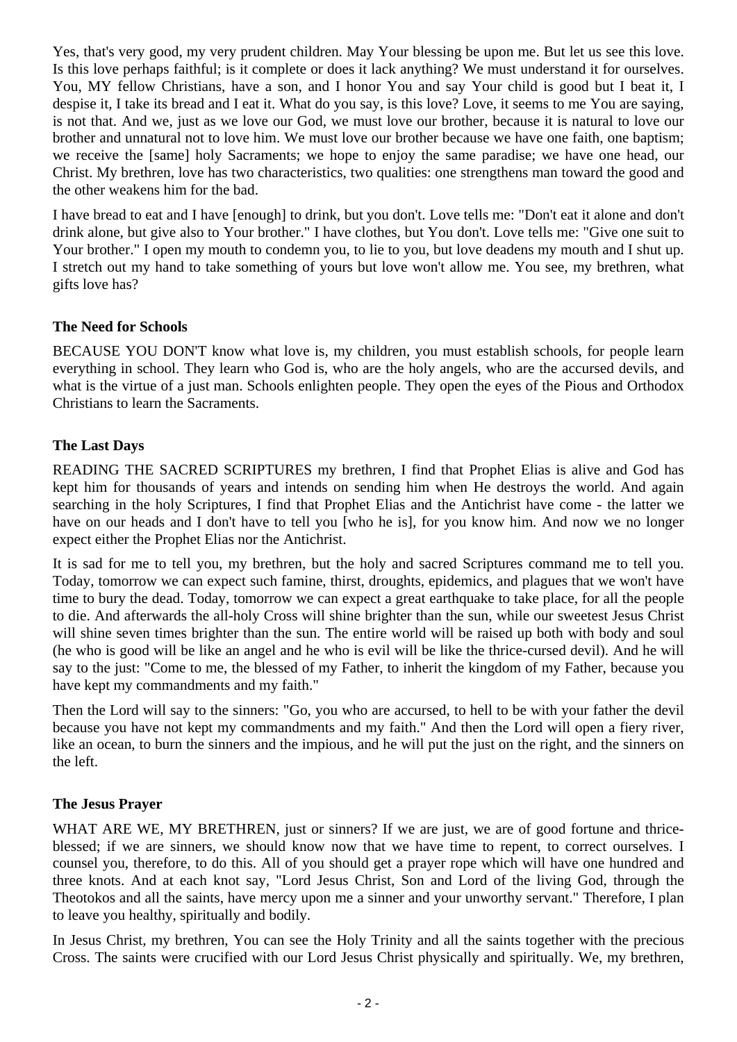Yes, that's very good, my very prudent children. May Your blessing be upon me. But let us see this love. Is this love perhaps faithful; is it complete or does it lack anything? We must understand it for ourselves. You, MY fellow Christians, have a son, and I honor You and say Your child is good but I beat it, I despise it, I take its bread and I eat it. What do you say, is this love? Love, it seems to me You are saying, is not that. And we, just as we love our God, we must love our brother, because it is natural to love our brother and unnatural not to love him. We must love our brother because we have one faith, one baptism; we receive the [same] holy Sacraments; we hope to enjoy the same paradise; we have one head, our Christ. My brethren, love has two characteristics, two qualities: one strengthens man toward the good and the other weakens him for the bad.

I have bread to eat and I have [enough] to drink, but you don't. Love tells me: "Don't eat it alone and don't drink alone, but give also to Your brother." I have clothes, but You don't. Love tells me: "Give one suit to Your brother." I open my mouth to condemn you, to lie to you, but love deadens my mouth and I shut up. I stretch out my hand to take something of yours but love won't allow me. You see, my brethren, what gifts love has?

### The Need for Schools

BECAUSE YOU DON'T know what love is, my children, you must establish schools, for people learn everything in school. They learn who God is, who are the holy angels, who are the accursed devils, and what is the virtue of a just man. Schools enlighten people. They open the eyes of the Pious and Orthodox Christians to learn the Sacraments.

### The Last Days

READING THE SACRED SCRIPTURES my brethren, I find that Prophet Elias is alive and God has kept him for thousands of years and intends on sending him when He destroys the world. And again searching in the holy Scriptures, I find that Prophet Elias and the Antichrist have come - the latter we have on our heads and I don't have to tell you [who he is], for you know him. And now we no longer expect either the Prophet Elias nor the Antichrist.

It is sad for me to tell you, my brethren, but the holy and sacred Scriptures command me to tell you. Today, tomorrow we can expect such famine, thirst, droughts, epidemics, and plagues that we won't have time to bury the dead. Today, tomorrow we can expect a great earthquake to take place, for all the people to die. And afterwards the all-holy Cross will shine brighter than the sun, while our sweetest Jesus Christ will shine seven times brighter than the sun. The entire world will be raised up both with body and soul (he who is good will be like an angel and he who is evil will be like the thrice-cursed devil). And he will say to the just: "Come to me, the blessed of my Father, to inherit the kingdom of my Father, because you have kept my commandments and my faith."

Then the Lord will say to the sinners: "Go, you who are accursed, to hell to be with your father the devil because you have not kept my commandments and my faith." And then the Lord will open a fiery river, like an ocean, to burn the sinners and the impious, and he will put the just on the right, and the sinners on the left.

### The Jesus Prayer

WHAT ARE WE, MY BRETHREN, just or sinners? If we are just, we are of good fortune and thrice-blessed; if we are sinners, we should know now that we have time to repent, to correct ourselves. I counsel you, therefore, to do this. All of you should get a prayer rope which will have one hundred and three knots. And at each knot say, "Lord Jesus Christ, Son and Lord of the living God, through the Theotokos and all the saints, have mercy upon me a sinner and your unworthy servant." Therefore, I plan to leave you healthy, spiritually and bodily.

In Jesus Christ, my brethren, You can see the Holy Trinity and all the saints together with the precious Cross. The saints were crucified with our Lord Jesus Christ physically and spiritually. We, my brethren,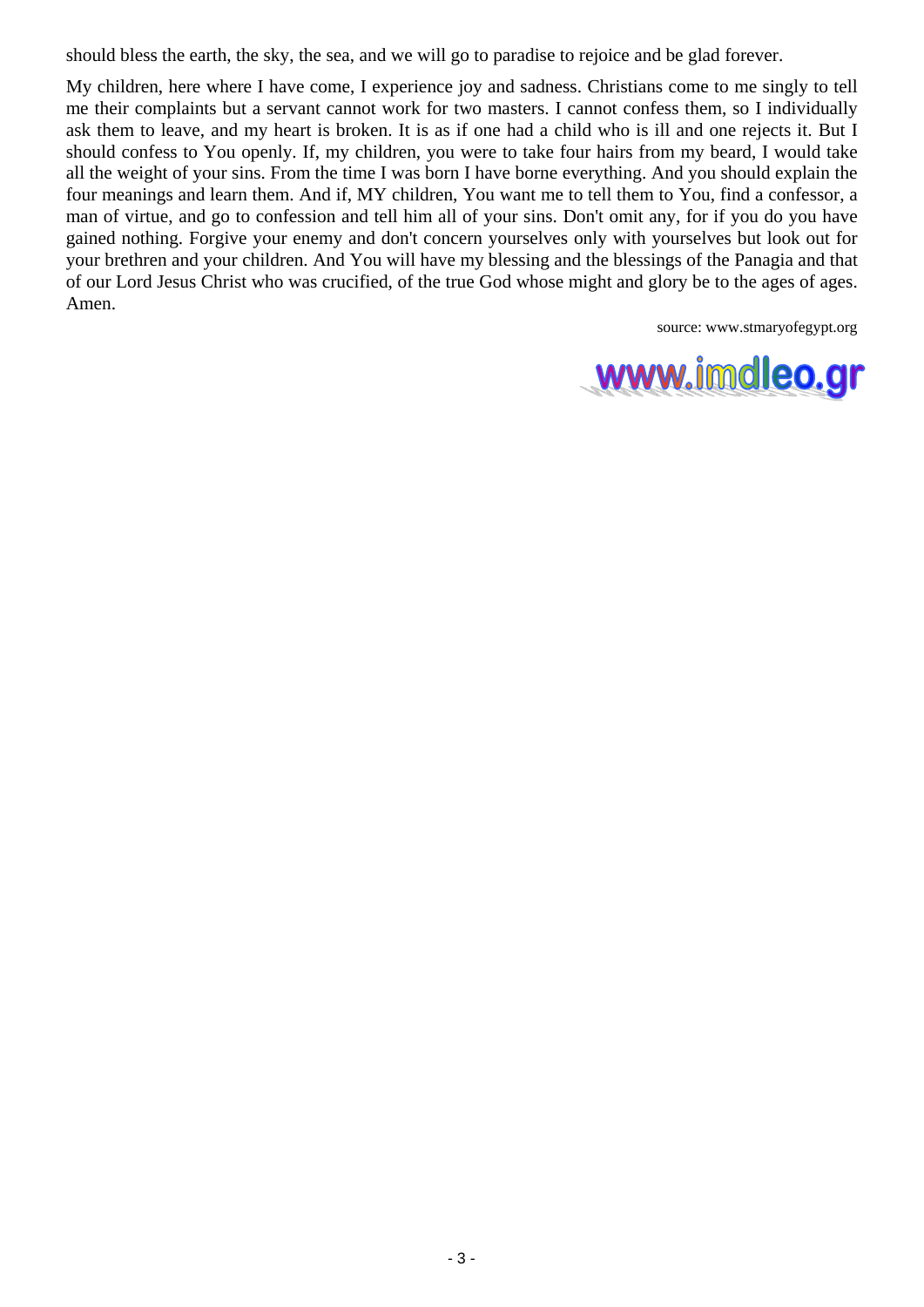should bless the earth, the sky, the sea, and we will go to paradise to rejoice and be glad forever.

My children, here where I have come, I experience joy and sadness. Christians come to me singly to tell me their complaints but a servant cannot work for two masters. I cannot confess them, so I individually ask them to leave, and my heart is broken. It is as if one had a child who is ill and one rejects it. But I should confess to You openly. If, my children, you were to take four hairs from my beard, I would take all the weight of your sins. From the time I was born I have borne everything. And you should explain the four meanings and learn them. And if, MY children, You want me to tell them to You, find a confessor, a man of virtue, and go to confession and tell him all of your sins. Don't omit any, for if you do you have gained nothing. Forgive your enemy and don't concern yourselves only with yourselves but look out for your brethren and your children. And You will have my blessing and the blessings of the Panagia and that of our Lord Jesus Christ who was crucified, of the true God whose might and glory be to the ages of ages. Amen.

source: www.stmaryofegypt.org

www.imdleo.gr